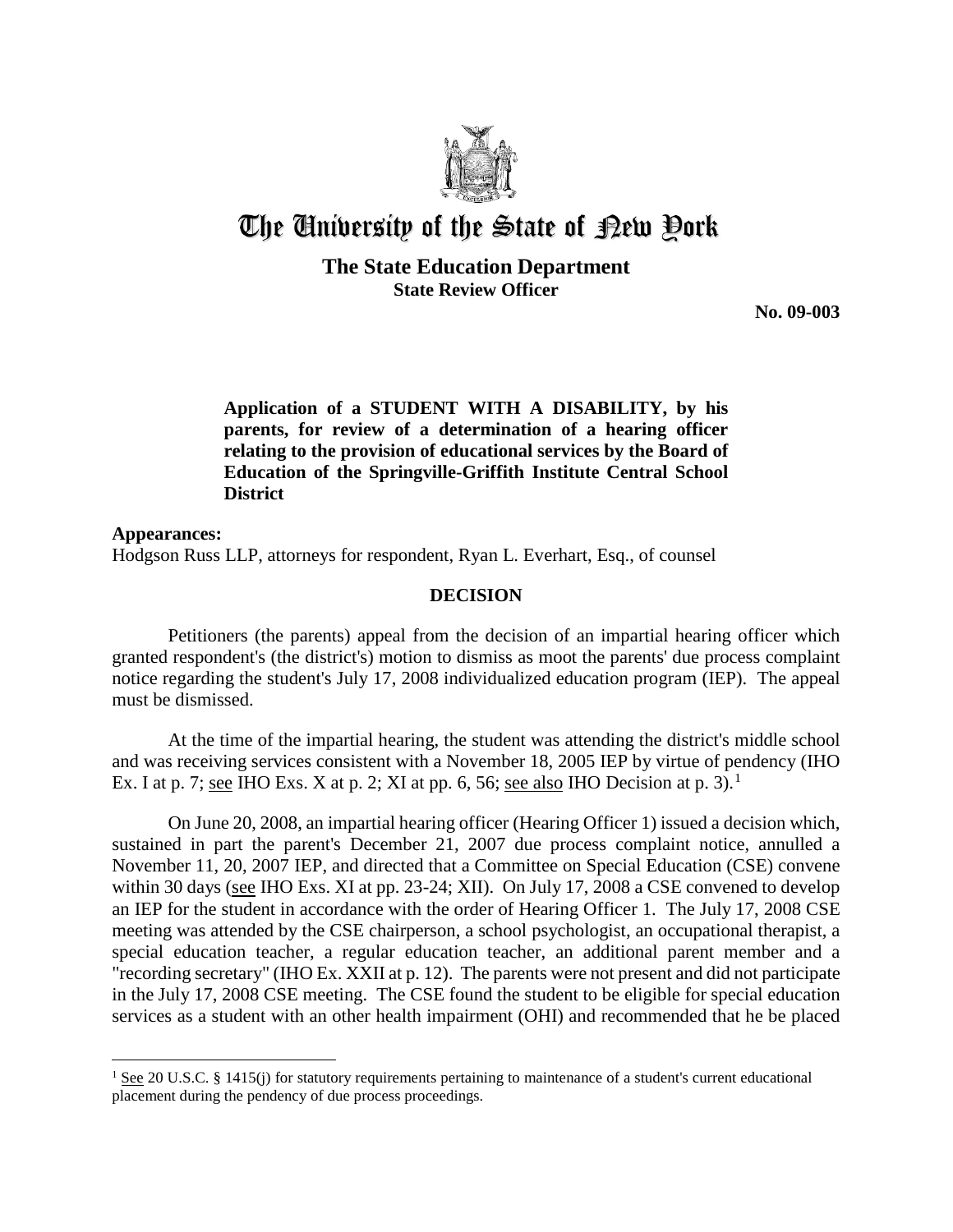# The University of the State of New York

## The State Education Department
### State Review Officer

**No. 09-003**

**Application of a STUDENT WITH A DISABILITY, by his parents, for review of a determination of a hearing officer relating to the provision of educational services by the Board of Education of the Springville-Griffith Institute Central School District**

**Appearances:**
Hodgson Russ LLP, attorneys for respondent, Ryan L. Everhart, Esq., of counsel

## DECISION

Petitioners (the parents) appeal from the decision of an impartial hearing officer which granted respondent's (the district's) motion to dismiss as moot the parents' due process complaint notice regarding the student's July 17, 2008 individualized education program (IEP). The appeal must be dismissed.

At the time of the impartial hearing, the student was attending the district's middle school and was receiving services consistent with a November 18, 2005 IEP by virtue of pendency (IHO Ex. I at p. 7; see IHO Exs. X at p. 2; XI at pp. 6, 56; see also IHO Decision at p. 3).[1]

On June 20, 2008, an impartial hearing officer (Hearing Officer 1) issued a decision which, sustained in part the parent's December 21, 2007 due process complaint notice, annulled a November 11, 20, 2007 IEP, and directed that a Committee on Special Education (CSE) convene within 30 days (see IHO Exs. XI at pp. 23-24; XII). On July 17, 2008 a CSE convened to develop an IEP for the student in accordance with the order of Hearing Officer 1. The July 17, 2008 CSE meeting was attended by the CSE chairperson, a school psychologist, an occupational therapist, a special education teacher, a regular education teacher, an additional parent member and a "recording secretary" (IHO Ex. XXII at p. 12). The parents were not present and did not participate in the July 17, 2008 CSE meeting. The CSE found the student to be eligible for special education services as a student with an other health impairment (OHI) and recommended that he be placed

---

[1] See 20 U.S.C. § 1415(j) for statutory requirements pertaining to maintenance of a student's current educational placement during the pendency of due process proceedings.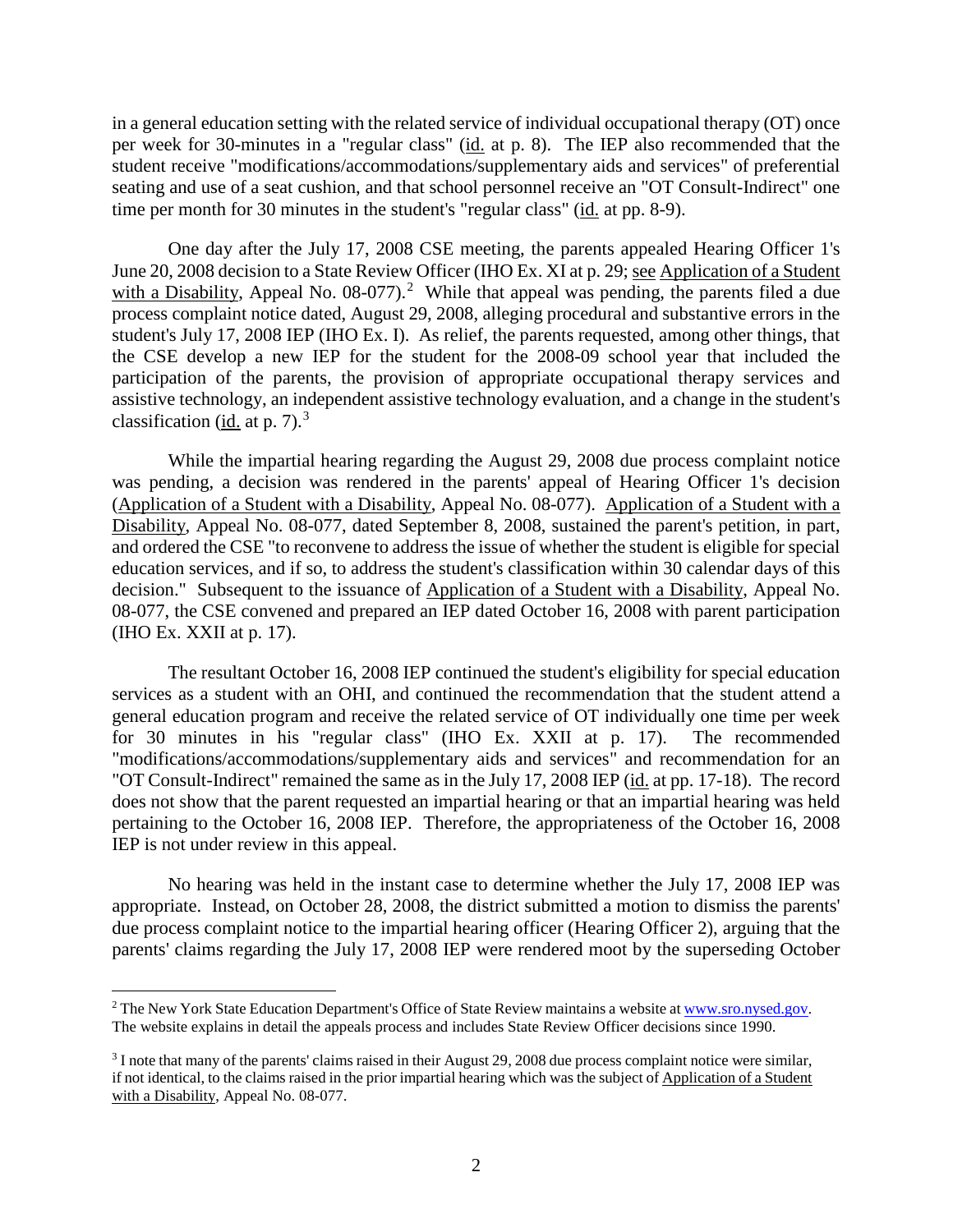in a general education setting with the related service of individual occupational therapy (OT) once per week for 30-minutes in a "regular class" (id. at p. 8). The IEP also recommended that the student receive "modifications/accommodations/supplementary aids and services" of preferential seating and use of a seat cushion, and that school personnel receive an "OT Consult-Indirect" one time per month for 30 minutes in the student's "regular class" (id. at pp. 8-9).

One day after the July 17, 2008 CSE meeting, the parents appealed Hearing Officer 1's June 20, 2008 decision to a State Review Officer (IHO Ex. XI at p. 29; see Application of a Student with a Disability, Appeal No. 08-077).[2] While that appeal was pending, the parents filed a due process complaint notice dated, August 29, 2008, alleging procedural and substantive errors in the student's July 17, 2008 IEP (IHO Ex. I). As relief, the parents requested, among other things, that the CSE develop a new IEP for the student for the 2008-09 school year that included the participation of the parents, the provision of appropriate occupational therapy services and assistive technology, an independent assistive technology evaluation, and a change in the student's classification (id. at p. 7).[3]

While the impartial hearing regarding the August 29, 2008 due process complaint notice was pending, a decision was rendered in the parents' appeal of Hearing Officer 1's decision (Application of a Student with a Disability, Appeal No. 08-077). Application of a Student with a Disability, Appeal No. 08-077, dated September 8, 2008, sustained the parent's petition, in part, and ordered the CSE "to reconvene to address the issue of whether the student is eligible for special education services, and if so, to address the student's classification within 30 calendar days of this decision." Subsequent to the issuance of Application of a Student with a Disability, Appeal No. 08-077, the CSE convened and prepared an IEP dated October 16, 2008 with parent participation (IHO Ex. XXII at p. 17).

The resultant October 16, 2008 IEP continued the student's eligibility for special education services as a student with an OHI, and continued the recommendation that the student attend a general education program and receive the related service of OT individually one time per week for 30 minutes in his "regular class" (IHO Ex. XXII at p. 17). The recommended "modifications/accommodations/supplementary aids and services" and recommendation for an "OT Consult-Indirect" remained the same as in the July 17, 2008 IEP (id. at pp. 17-18). The record does not show that the parent requested an impartial hearing or that an impartial hearing was held pertaining to the October 16, 2008 IEP. Therefore, the appropriateness of the October 16, 2008 IEP is not under review in this appeal.

No hearing was held in the instant case to determine whether the July 17, 2008 IEP was appropriate. Instead, on October 28, 2008, the district submitted a motion to dismiss the parents' due process complaint notice to the impartial hearing officer (Hearing Officer 2), arguing that the parents' claims regarding the July 17, 2008 IEP were rendered moot by the superseding October

---

[2] The New York State Education Department's Office of State Review maintains a website at www.sro.nysed.gov. The website explains in detail the appeals process and includes State Review Officer decisions since 1990.

[3] I note that many of the parents' claims raised in their August 29, 2008 due process complaint notice were similar, if not identical, to the claims raised in the prior impartial hearing which was the subject of Application of a Student with a Disability, Appeal No. 08-077.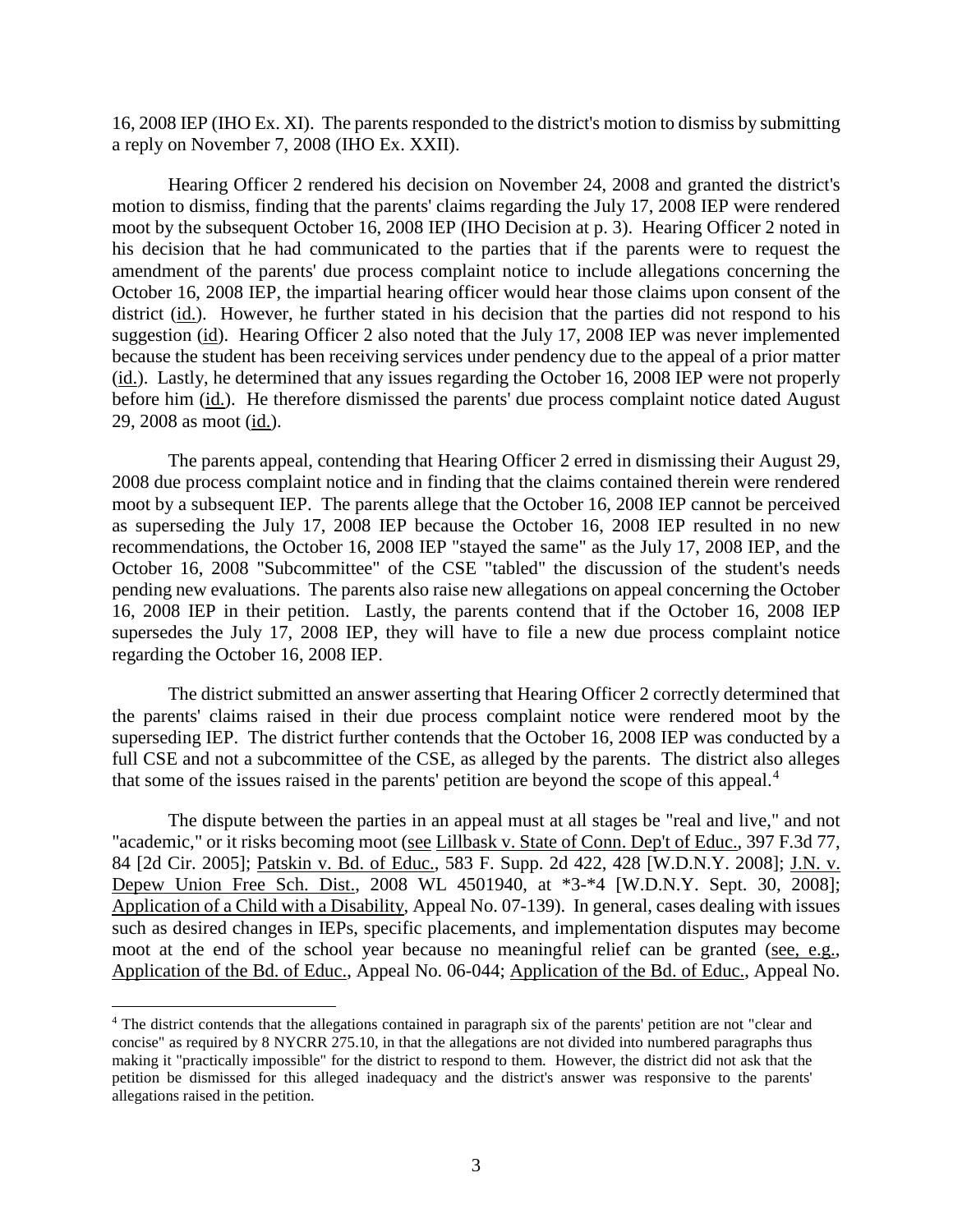16, 2008 IEP (IHO Ex. XI). The parents responded to the district's motion to dismiss by submitting a reply on November 7, 2008 (IHO Ex. XXII).

Hearing Officer 2 rendered his decision on November 24, 2008 and granted the district's motion to dismiss, finding that the parents' claims regarding the July 17, 2008 IEP were rendered moot by the subsequent October 16, 2008 IEP (IHO Decision at p. 3). Hearing Officer 2 noted in his decision that he had communicated to the parties that if the parents were to request the amendment of the parents' due process complaint notice to include allegations concerning the October 16, 2008 IEP, the impartial hearing officer would hear those claims upon consent of the district (id.). However, he further stated in his decision that the parties did not respond to his suggestion (id). Hearing Officer 2 also noted that the July 17, 2008 IEP was never implemented because the student has been receiving services under pendency due to the appeal of a prior matter (id.). Lastly, he determined that any issues regarding the October 16, 2008 IEP were not properly before him (id.). He therefore dismissed the parents' due process complaint notice dated August 29, 2008 as moot (id.).

The parents appeal, contending that Hearing Officer 2 erred in dismissing their August 29, 2008 due process complaint notice and in finding that the claims contained therein were rendered moot by a subsequent IEP. The parents allege that the October 16, 2008 IEP cannot be perceived as superseding the July 17, 2008 IEP because the October 16, 2008 IEP resulted in no new recommendations, the October 16, 2008 IEP "stayed the same" as the July 17, 2008 IEP, and the October 16, 2008 "Subcommittee" of the CSE "tabled" the discussion of the student's needs pending new evaluations. The parents also raise new allegations on appeal concerning the October 16, 2008 IEP in their petition. Lastly, the parents contend that if the October 16, 2008 IEP supersedes the July 17, 2008 IEP, they will have to file a new due process complaint notice regarding the October 16, 2008 IEP.

The district submitted an answer asserting that Hearing Officer 2 correctly determined that the parents' claims raised in their due process complaint notice were rendered moot by the superseding IEP. The district further contends that the October 16, 2008 IEP was conducted by a full CSE and not a subcommittee of the CSE, as alleged by the parents. The district also alleges that some of the issues raised in the parents' petition are beyond the scope of this appeal.[4]

The dispute between the parties in an appeal must at all stages be "real and live," and not "academic," or it risks becoming moot (see Lillbask v. State of Conn. Dep't of Educ., 397 F.3d 77, 84 [2d Cir. 2005]; Patskin v. Bd. of Educ., 583 F. Supp. 2d 422, 428 [W.D.N.Y. 2008]; J.N. v. Depew Union Free Sch. Dist., 2008 WL 4501940, at *3-*4 [W.D.N.Y. Sept. 30, 2008]; Application of a Child with a Disability, Appeal No. 07-139). In general, cases dealing with issues such as desired changes in IEPs, specific placements, and implementation disputes may become moot at the end of the school year because no meaningful relief can be granted (see, e.g., Application of the Bd. of Educ., Appeal No. 06-044; Application of the Bd. of Educ., Appeal No.

[4] The district contends that the allegations contained in paragraph six of the parents' petition are not "clear and concise" as required by 8 NYCRR 275.10, in that the allegations are not divided into numbered paragraphs thus making it "practically impossible" for the district to respond to them. However, the district did not ask that the petition be dismissed for this alleged inadequacy and the district's answer was responsive to the parents' allegations raised in the petition.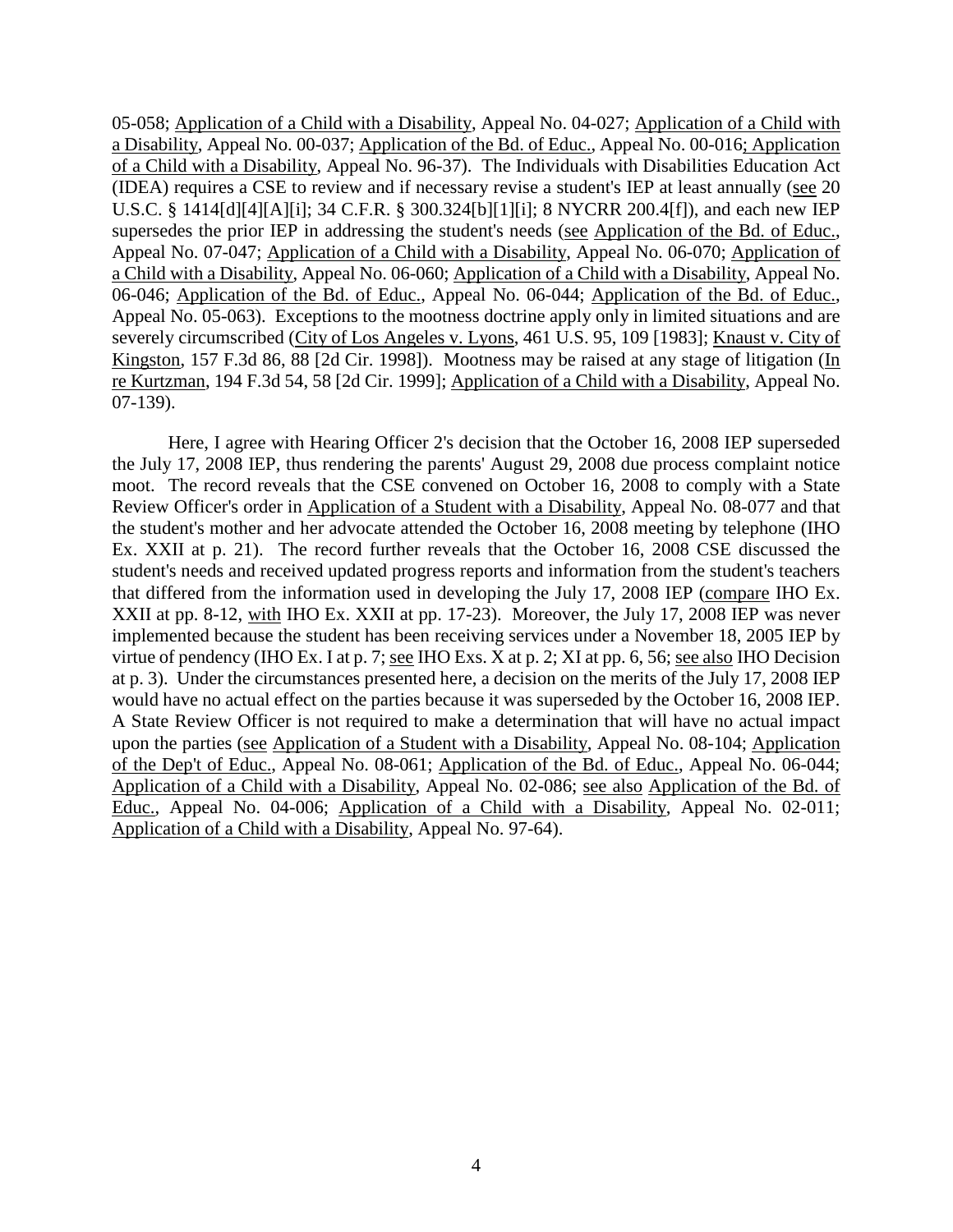05-058; Application of a Child with a Disability, Appeal No. 04-027; Application of a Child with a Disability, Appeal No. 00-037; Application of the Bd. of Educ., Appeal No. 00-016; Application of a Child with a Disability, Appeal No. 96-37). The Individuals with Disabilities Education Act (IDEA) requires a CSE to review and if necessary revise a student's IEP at least annually (see 20 U.S.C. § 1414[d][4][A][i]; 34 C.F.R. § 300.324[b][1][i]; 8 NYCRR 200.4[f]), and each new IEP supersedes the prior IEP in addressing the student's needs (see Application of the Bd. of Educ., Appeal No. 07-047; Application of a Child with a Disability, Appeal No. 06-070; Application of a Child with a Disability, Appeal No. 06-060; Application of a Child with a Disability, Appeal No. 06-046; Application of the Bd. of Educ., Appeal No. 06-044; Application of the Bd. of Educ., Appeal No. 05-063). Exceptions to the mootness doctrine apply only in limited situations and are severely circumscribed (City of Los Angeles v. Lyons, 461 U.S. 95, 109 [1983]; Knaust v. City of Kingston, 157 F.3d 86, 88 [2d Cir. 1998]). Mootness may be raised at any stage of litigation (In re Kurtzman, 194 F.3d 54, 58 [2d Cir. 1999]; Application of a Child with a Disability, Appeal No. 07-139).

Here, I agree with Hearing Officer 2's decision that the October 16, 2008 IEP superseded the July 17, 2008 IEP, thus rendering the parents' August 29, 2008 due process complaint notice moot. The record reveals that the CSE convened on October 16, 2008 to comply with a State Review Officer's order in Application of a Student with a Disability, Appeal No. 08-077 and that the student's mother and her advocate attended the October 16, 2008 meeting by telephone (IHO Ex. XXII at p. 21). The record further reveals that the October 16, 2008 CSE discussed the student's needs and received updated progress reports and information from the student's teachers that differed from the information used in developing the July 17, 2008 IEP (compare IHO Ex. XXII at pp. 8-12, with IHO Ex. XXII at pp. 17-23). Moreover, the July 17, 2008 IEP was never implemented because the student has been receiving services under a November 18, 2005 IEP by virtue of pendency (IHO Ex. I at p. 7; see IHO Exs. X at p. 2; XI at pp. 6, 56; see also IHO Decision at p. 3). Under the circumstances presented here, a decision on the merits of the July 17, 2008 IEP would have no actual effect on the parties because it was superseded by the October 16, 2008 IEP. A State Review Officer is not required to make a determination that will have no actual impact upon the parties (see Application of a Student with a Disability, Appeal No. 08-104; Application of the Dep't of Educ., Appeal No. 08-061; Application of the Bd. of Educ., Appeal No. 06-044; Application of a Child with a Disability, Appeal No. 02-086; see also Application of the Bd. of Educ., Appeal No. 04-006; Application of a Child with a Disability, Appeal No. 02-011; Application of a Child with a Disability, Appeal No. 97-64).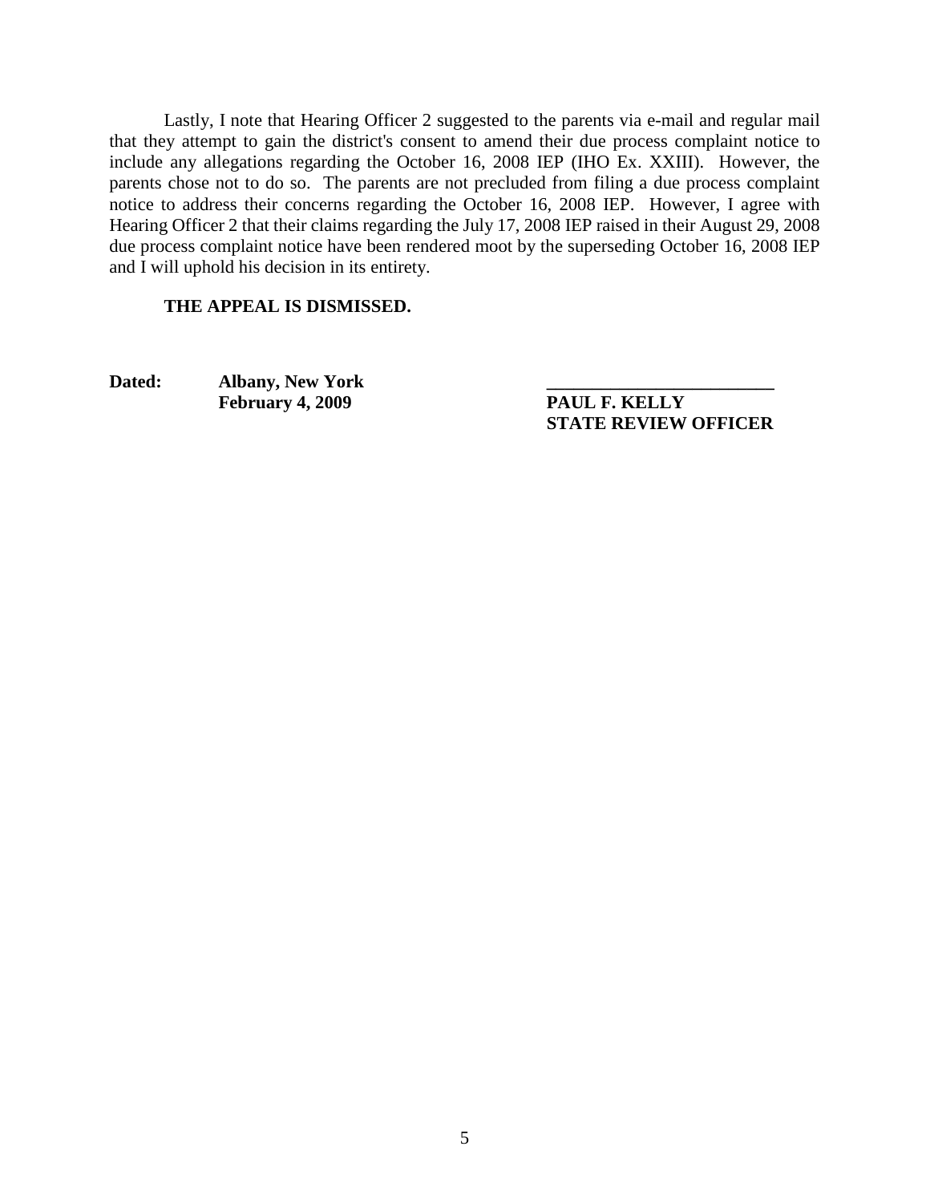Lastly, I note that Hearing Officer 2 suggested to the parents via e-mail and regular mail that they attempt to gain the district's consent to amend their due process complaint notice to include any allegations regarding the October 16, 2008 IEP (IHO Ex. XXIII). However, the parents chose not to do so. The parents are not precluded from filing a due process complaint notice to address their concerns regarding the October 16, 2008 IEP. However, I agree with Hearing Officer 2 that their claims regarding the July 17, 2008 IEP raised in their August 29, 2008 due process complaint notice have been rendered moot by the superseding October 16, 2008 IEP and I will uphold his decision in its entirety.

**THE APPEAL IS DISMISSED.**

**Dated:** **Albany, New York**
**February 4, 2009**

\_\_\_\_\_\_\_\_\_\_\_\_\_\_\_\_\_\_\_\_\_\_\_\_\_\_
**PAUL F. KELLY**
**STATE REVIEW OFFICER**